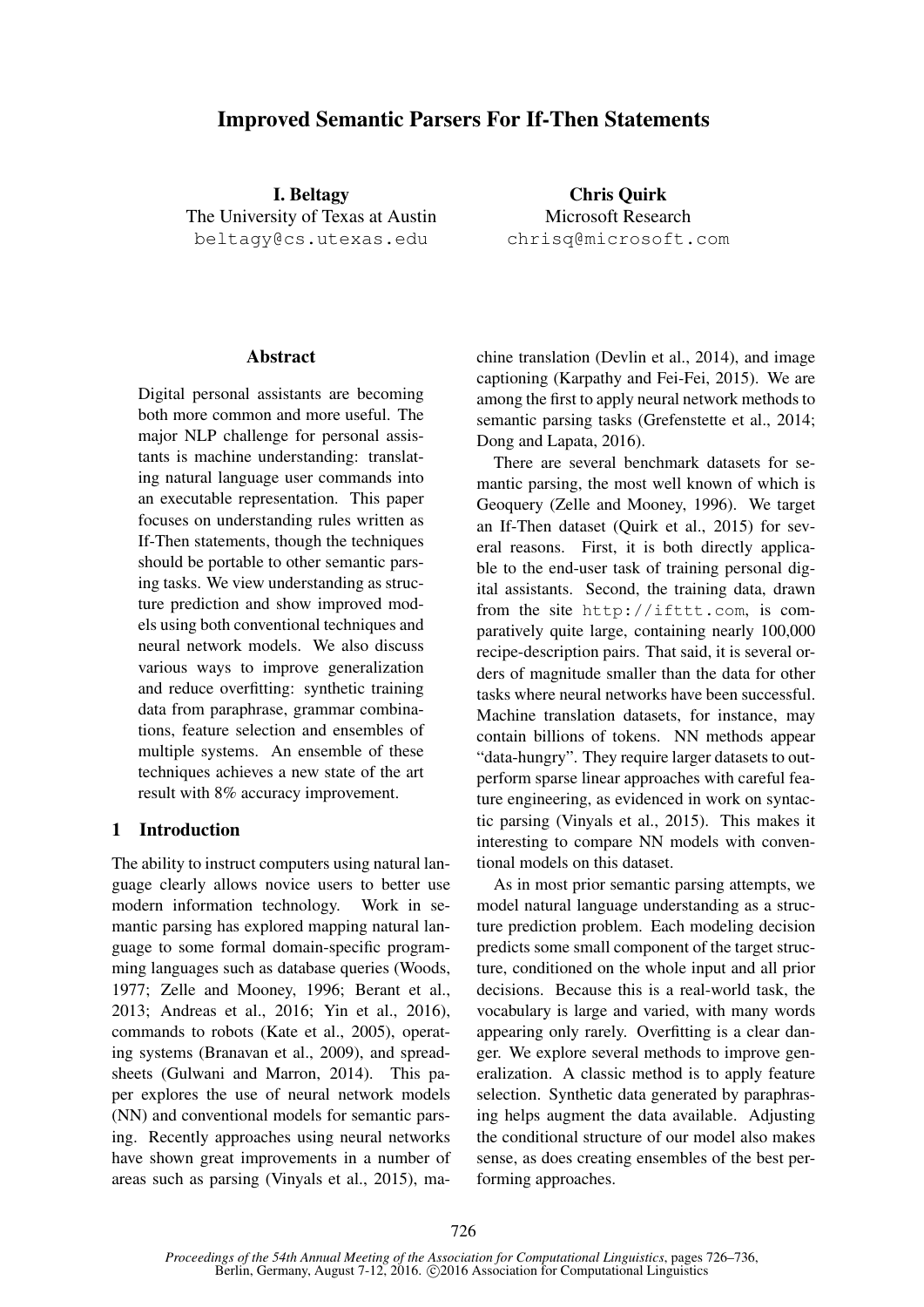# Improved Semantic Parsers For If-Then Statements

**I. Beltagy**
The University of Texas at Austin
beltagy@cs.utexas.edu

**Chris Quirk**
Microsoft Research
chrisq@microsoft.com

## Abstract

Digital personal assistants are becoming both more common and more useful. The major NLP challenge for personal assistants is machine understanding: translating natural language user commands into an executable representation. This paper focuses on understanding rules written as If-Then statements, though the techniques should be portable to other semantic parsing tasks. We view understanding as structure prediction and show improved models using both conventional techniques and neural network models. We also discuss various ways to improve generalization and reduce overfitting: synthetic training data from paraphrase, grammar combinations, feature selection and ensembles of multiple systems. An ensemble of these techniques achieves a new state of the art result with 8% accuracy improvement.

## 1 Introduction

The ability to instruct computers using natural language clearly allows novice users to better use modern information technology. Work in semantic parsing has explored mapping natural language to some formal domain-specific programming languages such as database queries (Woods, 1977; Zelle and Mooney, 1996; Berant et al., 2013; Andreas et al., 2016; Yin et al., 2016), commands to robots (Kate et al., 2005), operating systems (Branavan et al., 2009), and spreadsheets (Gulwani and Marron, 2014). This paper explores the use of neural network models (NN) and conventional models for semantic parsing. Recently approaches using neural networks have shown great improvements in a number of areas such as parsing (Vinyals et al., 2015), machine translation (Devlin et al., 2014), and image captioning (Karpathy and Fei-Fei, 2015). We are among the first to apply neural network methods to semantic parsing tasks (Grefenstette et al., 2014; Dong and Lapata, 2016).

There are several benchmark datasets for semantic parsing, the most well known of which is Geoquery (Zelle and Mooney, 1996). We target an If-Then dataset (Quirk et al., 2015) for several reasons. First, it is both directly applicable to the end-user task of training personal digital assistants. Second, the training data, drawn from the site http://ifttt.com, is comparatively quite large, containing nearly 100,000 recipe-description pairs. That said, it is several orders of magnitude smaller than the data for other tasks where neural networks have been successful. Machine translation datasets, for instance, may contain billions of tokens. NN methods appear "data-hungry". They require larger datasets to outperform sparse linear approaches with careful feature engineering, as evidenced in work on syntactic parsing (Vinyals et al., 2015). This makes it interesting to compare NN models with conventional models on this dataset.

As in most prior semantic parsing attempts, we model natural language understanding as a structure prediction problem. Each modeling decision predicts some small component of the target structure, conditioned on the whole input and all prior decisions. Because this is a real-world task, the vocabulary is large and varied, with many words appearing only rarely. Overfitting is a clear danger. We explore several methods to improve generalization. A classic method is to apply feature selection. Synthetic data generated by paraphrasing helps augment the data available. Adjusting the conditional structure of our model also makes sense, as does creating ensembles of the best performing approaches.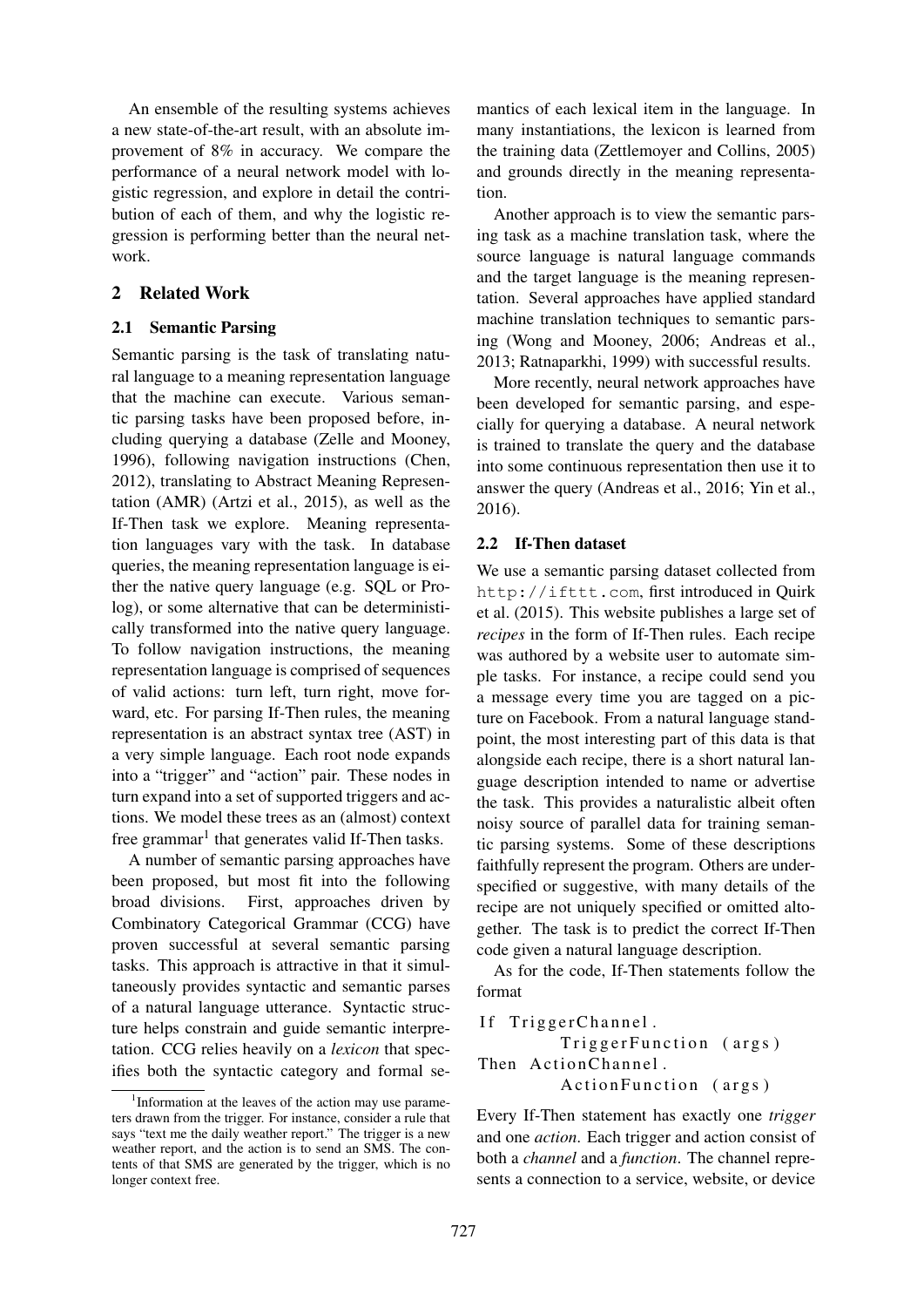An ensemble of the resulting systems achieves a new state-of-the-art result, with an absolute improvement of 8% in accuracy. We compare the performance of a neural network model with logistic regression, and explore in detail the contribution of each of them, and why the logistic regression is performing better than the neural network.

## 2 Related Work

### 2.1 Semantic Parsing

Semantic parsing is the task of translating natural language to a meaning representation language that the machine can execute. Various semantic parsing tasks have been proposed before, including querying a database (Zelle and Mooney, 1996), following navigation instructions (Chen, 2012), translating to Abstract Meaning Representation (AMR) (Artzi et al., 2015), as well as the If-Then task we explore. Meaning representation languages vary with the task. In database queries, the meaning representation language is either the native query language (e.g. SQL or Prolog), or some alternative that can be deterministically transformed into the native query language. To follow navigation instructions, the meaning representation language is comprised of sequences of valid actions: turn left, turn right, move forward, etc. For parsing If-Then rules, the meaning representation is an abstract syntax tree (AST) in a very simple language. Each root node expands into a "trigger" and "action" pair. These nodes in turn expand into a set of supported triggers and actions. We model these trees as an (almost) context free grammar[1] that generates valid If-Then tasks.

A number of semantic parsing approaches have been proposed, but most fit into the following broad divisions. First, approaches driven by Combinatory Categorical Grammar (CCG) have proven successful at several semantic parsing tasks. This approach is attractive in that it simultaneously provides syntactic and semantic parses of a natural language utterance. Syntactic structure helps constrain and guide semantic interpretation. CCG relies heavily on a *lexicon* that specifies both the syntactic category and formal semantics of each lexical item in the language. In many instantiations, the lexicon is learned from the training data (Zettlemoyer and Collins, 2005) and grounds directly in the meaning representation.

Another approach is to view the semantic parsing task as a machine translation task, where the source language is natural language commands and the target language is the meaning representation. Several approaches have applied standard machine translation techniques to semantic parsing (Wong and Mooney, 2006; Andreas et al., 2013; Ratnaparkhi, 1999) with successful results.

More recently, neural network approaches have been developed for semantic parsing, and especially for querying a database. A neural network is trained to translate the query and the database into some continuous representation then use it to answer the query (Andreas et al., 2016; Yin et al., 2016).

### 2.2 If-Then dataset

We use a semantic parsing dataset collected from http://ifttt.com, first introduced in Quirk et al. (2015). This website publishes a large set of *recipes* in the form of If-Then rules. Each recipe was authored by a website user to automate simple tasks. For instance, a recipe could send you a message every time you are tagged on a picture on Facebook. From a natural language standpoint, the most interesting part of this data is that alongside each recipe, there is a short natural language description intended to name or advertise the task. This provides a naturalistic albeit often noisy source of parallel data for training semantic parsing systems. Some of these descriptions faithfully represent the program. Others are underspecified or suggestive, with many details of the recipe are not uniquely specified or omitted altogether. The task is to predict the correct If-Then code given a natural language description.

As for the code, If-Then statements follow the format

```
If TriggerChannel.
        TriggerFunction (args)
Then ActionChannel.
        ActionFunction (args)
```

Every If-Then statement has exactly one *trigger* and one *action*. Each trigger and action consist of both a *channel* and a *function*. The channel represents a connection to a service, website, or device

[1] Information at the leaves of the action may use parameters drawn from the trigger. For instance, consider a rule that says "text me the daily weather report." The trigger is a new weather report, and the action is to send an SMS. The contents of that SMS are generated by the trigger, which is no longer context free.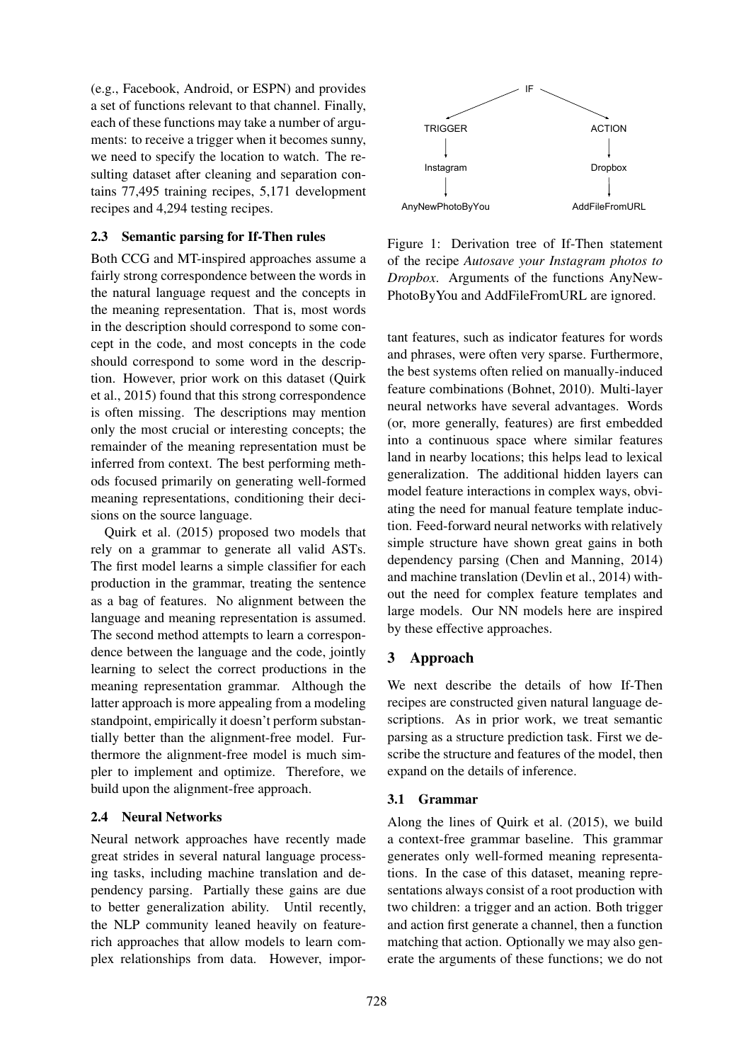(e.g., Facebook, Android, or ESPN) and provides a set of functions relevant to that channel. Finally, each of these functions may take a number of arguments: to receive a trigger when it becomes sunny, we need to specify the location to watch. The resulting dataset after cleaning and separation contains 77,495 training recipes, 5,171 development recipes and 4,294 testing recipes.

### 2.3 Semantic parsing for If-Then rules

Both CCG and MT-inspired approaches assume a fairly strong correspondence between the words in the natural language request and the concepts in the meaning representation. That is, most words in the description should correspond to some concept in the code, and most concepts in the code should correspond to some word in the description. However, prior work on this dataset (Quirk et al., 2015) found that this strong correspondence is often missing. The descriptions may mention only the most crucial or interesting concepts; the remainder of the meaning representation must be inferred from context. The best performing methods focused primarily on generating well-formed meaning representations, conditioning their decisions on the source language.

Quirk et al. (2015) proposed two models that rely on a grammar to generate all valid ASTs. The first model learns a simple classifier for each production in the grammar, treating the sentence as a bag of features. No alignment between the language and meaning representation is assumed. The second method attempts to learn a correspondence between the language and the code, jointly learning to select the correct productions in the meaning representation grammar. Although the latter approach is more appealing from a modeling standpoint, empirically it doesn't perform substantially better than the alignment-free model. Furthermore the alignment-free model is much simpler to implement and optimize. Therefore, we build upon the alignment-free approach.

### 2.4 Neural Networks

Neural network approaches have recently made great strides in several natural language processing tasks, including machine translation and dependency parsing. Partially these gains are due to better generalization ability. Until recently, the NLP community leaned heavily on feature-rich approaches that allow models to learn complex relationships from data. However, important features, such as indicator features for words and phrases, were often very sparse. Furthermore, the best systems often relied on manually-induced feature combinations (Bohnet, 2010). Multi-layer neural networks have several advantages. Words (or, more generally, features) are first embedded into a continuous space where similar features land in nearby locations; this helps lead to lexical generalization. The additional hidden layers can model feature interactions in complex ways, obviating the need for manual feature template induction. Feed-forward neural networks with relatively simple structure have shown great gains in both dependency parsing (Chen and Manning, 2014) and machine translation (Devlin et al., 2014) without the need for complex feature templates and large models. Our NN models here are inspired by these effective approaches.

```
                 IF
               /    \
        TRIGGER      ACTION
           |            |
       Instagram     Dropbox
           |            |
  AnyNewPhotoByYou  AddFileFromURL
```

Figure 1: Derivation tree of If-Then statement of the recipe *Autosave your Instagram photos to Dropbox*. Arguments of the functions AnyNewPhotoByYou and AddFileFromURL are ignored.

## 3 Approach

We next describe the details of how If-Then recipes are constructed given natural language descriptions. As in prior work, we treat semantic parsing as a structure prediction task. First we describe the structure and features of the model, then expand on the details of inference.

### 3.1 Grammar

Along the lines of Quirk et al. (2015), we build a context-free grammar baseline. This grammar generates only well-formed meaning representations. In the case of this dataset, meaning representations always consist of a root production with two children: a trigger and an action. Both trigger and action first generate a channel, then a function matching that action. Optionally we may also generate the arguments of these functions; we do not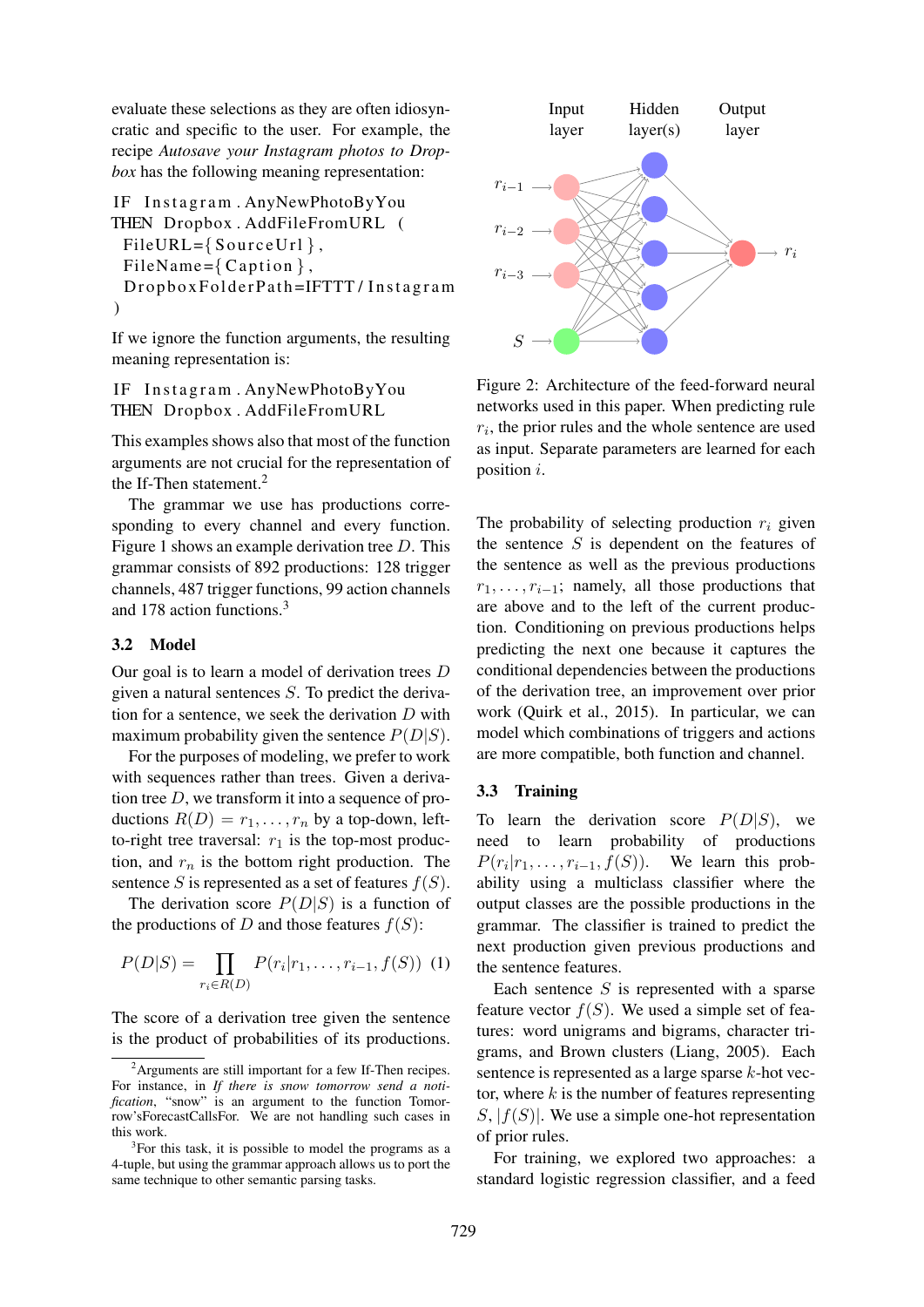evaluate these selections as they are often idiosyncratic and specific to the user. For example, the recipe *Autosave your Instagram photos to Dropbox* has the following meaning representation:

```
IF Instagram.AnyNewPhotoByYou
THEN Dropbox.AddFileFromURL (
  FileURL={SourceUrl},
  FileName={Caption},
  DropboxFolderPath=IFTTT/Instagram
)
```

If we ignore the function arguments, the resulting meaning representation is:

```
IF Instagram.AnyNewPhotoByYou
THEN Dropbox.AddFileFromURL
```

This examples shows also that most of the function arguments are not crucial for the representation of the If-Then statement.[2]

The grammar we use has productions corresponding to every channel and every function. Figure 1 shows an example derivation tree $D$. This grammar consists of 892 productions: 128 trigger channels, 487 trigger functions, 99 action channels and 178 action functions.[3]

## 3.2 Model

Our goal is to learn a model of derivation trees $D$ given a natural sentences $S$. To predict the derivation for a sentence, we seek the derivation $D$ with maximum probability given the sentence $P(D|S)$.

For the purposes of modeling, we prefer to work with sequences rather than trees. Given a derivation tree $D$, we transform it into a sequence of productions $R(D) = r_1, \ldots, r_n$ by a top-down, left-to-right tree traversal: $r_1$ is the top-most production, and $r_n$ is the bottom right production. The sentence $S$ is represented as a set of features $f(S)$.

The derivation score $P(D|S)$ is a function of the productions of $D$ and those features $f(S)$:

$$P(D|S) = \prod_{r_i \in R(D)} P(r_i | r_1, \ldots, r_{i-1}, f(S)) \quad (1)$$

The score of a derivation tree given the sentence is the product of probabilities of its productions.

[2] Arguments are still important for a few If-Then recipes. For instance, in *If there is snow tomorrow send a notification*, "snow" is an argument to the function Tomorrow'sForecastCallsFor. We are not handling such cases in this work.

[3] For this task, it is possible to model the programs as a 4-tuple, but using the grammar approach allows us to port the same technique to other semantic parsing tasks.

Figure 2: Architecture of the feed-forward neural networks used in this paper. When predicting rule $r_i$, the prior rules and the whole sentence are used as input. Separate parameters are learned for each position $i$.

The probability of selecting production $r_i$ given the sentence $S$ is dependent on the features of the sentence as well as the previous productions $r_1, \ldots, r_{i-1}$; namely, all those productions that are above and to the left of the current production. Conditioning on previous productions helps predicting the next one because it captures the conditional dependencies between the productions of the derivation tree, an improvement over prior work (Quirk et al., 2015). In particular, we can model which combinations of triggers and actions are more compatible, both function and channel.

## 3.3 Training

To learn the derivation score $P(D|S)$, we need to learn probability of productions $P(r_i | r_1, \ldots, r_{i-1}, f(S))$. We learn this probability using a multiclass classifier where the output classes are the possible productions in the grammar. The classifier is trained to predict the next production given previous productions and the sentence features.

Each sentence $S$ is represented with a sparse feature vector $f(S)$. We used a simple set of features: word unigrams and bigrams, character trigrams, and Brown clusters (Liang, 2005). Each sentence is represented as a large sparse $k$-hot vector, where $k$ is the number of features representing $S$, $|f(S)|$. We use a simple one-hot representation of prior rules.

For training, we explored two approaches: a standard logistic regression classifier, and a feed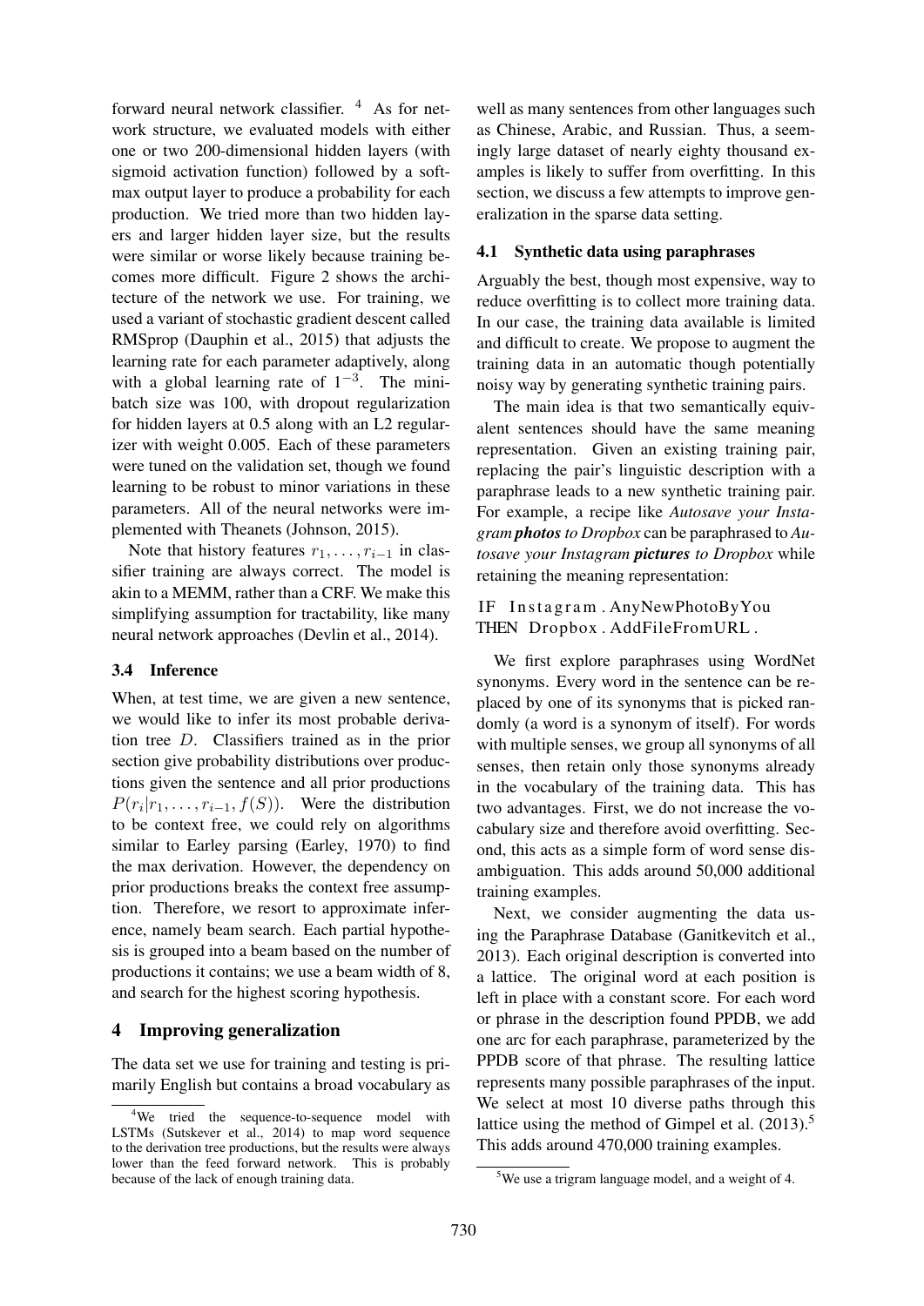forward neural network classifier. [4] As for network structure, we evaluated models with either one or two 200-dimensional hidden layers (with sigmoid activation function) followed by a softmax output layer to produce a probability for each production. We tried more than two hidden layers and larger hidden layer size, but the results were similar or worse likely because training becomes more difficult. Figure 2 shows the architecture of the network we use. For training, we used a variant of stochastic gradient descent called RMSprop (Dauphin et al., 2015) that adjusts the learning rate for each parameter adaptively, along with a global learning rate of $1^{-3}$. The minibatch size was 100, with dropout regularization for hidden layers at 0.5 along with an L2 regularizer with weight 0.005. Each of these parameters were tuned on the validation set, though we found learning to be robust to minor variations in these parameters. All of the neural networks were implemented with Theanets (Johnson, 2015).

Note that history features $r_1, \ldots, r_{i-1}$ in classifier training are always correct. The model is akin to a MEMM, rather than a CRF. We make this simplifying assumption for tractability, like many neural network approaches (Devlin et al., 2014).

### 3.4 Inference

When, at test time, we are given a new sentence, we would like to infer its most probable derivation tree $D$. Classifiers trained as in the prior section give probability distributions over productions given the sentence and all prior productions $P(r_i|r_1, \ldots, r_{i-1}, f(S))$. Were the distribution to be context free, we could rely on algorithms similar to Earley parsing (Earley, 1970) to find the max derivation. However, the dependency on prior productions breaks the context free assumption. Therefore, we resort to approximate inference, namely beam search. Each partial hypothesis is grouped into a beam based on the number of productions it contains; we use a beam width of 8, and search for the highest scoring hypothesis.

## 4 Improving generalization

The data set we use for training and testing is primarily English but contains a broad vocabulary as well as many sentences from other languages such as Chinese, Arabic, and Russian. Thus, a seemingly large dataset of nearly eighty thousand examples is likely to suffer from overfitting. In this section, we discuss a few attempts to improve generalization in the sparse data setting.

### 4.1 Synthetic data using paraphrases

Arguably the best, though most expensive, way to reduce overfitting is to collect more training data. In our case, the training data available is limited and difficult to create. We propose to augment the training data in an automatic though potentially noisy way by generating synthetic training pairs.

The main idea is that two semantically equivalent sentences should have the same meaning representation. Given an existing training pair, replacing the pair's linguistic description with a paraphrase leads to a new synthetic training pair. For example, a recipe like *Autosave your Instagram **photos** to Dropbox* can be paraphrased to *Autosave your Instagram **pictures** to Dropbox* while retaining the meaning representation:

```
IF Instagram.AnyNewPhotoByYou
THEN Dropbox.AddFileFromURL.
```

We first explore paraphrases using WordNet synonyms. Every word in the sentence can be replaced by one of its synonyms that is picked randomly (a word is a synonym of itself). For words with multiple senses, we group all synonyms of all senses, then retain only those synonyms already in the vocabulary of the training data. This has two advantages. First, we do not increase the vocabulary size and therefore avoid overfitting. Second, this acts as a simple form of word sense disambiguation. This adds around 50,000 additional training examples.

Next, we consider augmenting the data using the Paraphrase Database (Ganitkevitch et al., 2013). Each original description is converted into a lattice. The original word at each position is left in place with a constant score. For each word or phrase in the description found PPDB, we add one arc for each paraphrase, parameterized by the PPDB score of that phrase. The resulting lattice represents many possible paraphrases of the input. We select at most 10 diverse paths through this lattice using the method of Gimpel et al. (2013).[5] This adds around 470,000 training examples.

[4] We tried the sequence-to-sequence model with LSTMs (Sutskever et al., 2014) to map word sequence to the derivation tree productions, but the results were always lower than the feed forward network. This is probably because of the lack of enough training data.

[5] We use a trigram language model, and a weight of 4.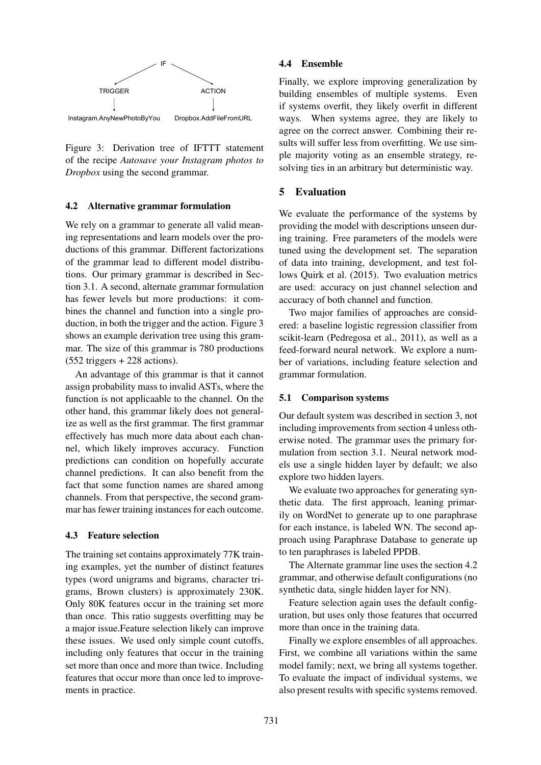IF

TRIGGER → Instagram.AnyNewPhotoByYou

ACTION → Dropbox.AddFileFromURL

Figure 3: Derivation tree of IFTTT statement of the recipe *Autosave your Instagram photos to Dropbox* using the second grammar.

### 4.2 Alternative grammar formulation

We rely on a grammar to generate all valid meaning representations and learn models over the productions of this grammar. Different factorizations of the grammar lead to different model distributions. Our primary grammar is described in Section 3.1. A second, alternate grammar formulation has fewer levels but more productions: it combines the channel and function into a single production, in both the trigger and the action. Figure 3 shows an example derivation tree using this grammar. The size of this grammar is 780 productions (552 triggers + 228 actions).

An advantage of this grammar is that it cannot assign probability mass to invalid ASTs, where the function is not applicaable to the channel. On the other hand, this grammar likely does not generalize as well as the first grammar. The first grammar effectively has much more data about each channel, which likely improves accuracy. Function predictions can condition on hopefully accurate channel predictions. It can also benefit from the fact that some function names are shared among channels. From that perspective, the second grammar has fewer training instances for each outcome.

### 4.3 Feature selection

The training set contains approximately 77K training examples, yet the number of distinct features types (word unigrams and bigrams, character trigrams, Brown clusters) is approximately 230K. Only 80K features occur in the training set more than once. This ratio suggests overfitting may be a major issue.Feature selection likely can improve these issues. We used only simple count cutoffs, including only features that occur in the training set more than once and more than twice. Including features that occur more than once led to improvements in practice.

### 4.4 Ensemble

Finally, we explore improving generalization by building ensembles of multiple systems. Even if systems overfit, they likely overfit in different ways. When systems agree, they are likely to agree on the correct answer. Combining their results will suffer less from overfitting. We use simple majority voting as an ensemble strategy, resolving ties in an arbitrary but deterministic way.

## 5 Evaluation

We evaluate the performance of the systems by providing the model with descriptions unseen during training. Free parameters of the models were tuned using the development set. The separation of data into training, development, and test follows Quirk et al. (2015). Two evaluation metrics are used: accuracy on just channel selection and accuracy of both channel and function.

Two major families of approaches are considered: a baseline logistic regression classifier from scikit-learn (Pedregosa et al., 2011), as well as a feed-forward neural network. We explore a number of variations, including feature selection and grammar formulation.

### 5.1 Comparison systems

Our default system was described in section 3, not including improvements from section 4 unless otherwise noted. The grammar uses the primary formulation from section 3.1. Neural network models use a single hidden layer by default; we also explore two hidden layers.

We evaluate two approaches for generating synthetic data. The first approach, leaning primarily on WordNet to generate up to one paraphrase for each instance, is labeled WN. The second approach using Paraphrase Database to generate up to ten paraphrases is labeled PPDB.

The Alternate grammar line uses the section 4.2 grammar, and otherwise default configurations (no synthetic data, single hidden layer for NN).

Feature selection again uses the default configuration, but uses only those features that occurred more than once in the training data.

Finally we explore ensembles of all approaches. First, we combine all variations within the same model family; next, we bring all systems together. To evaluate the impact of individual systems, we also present results with specific systems removed.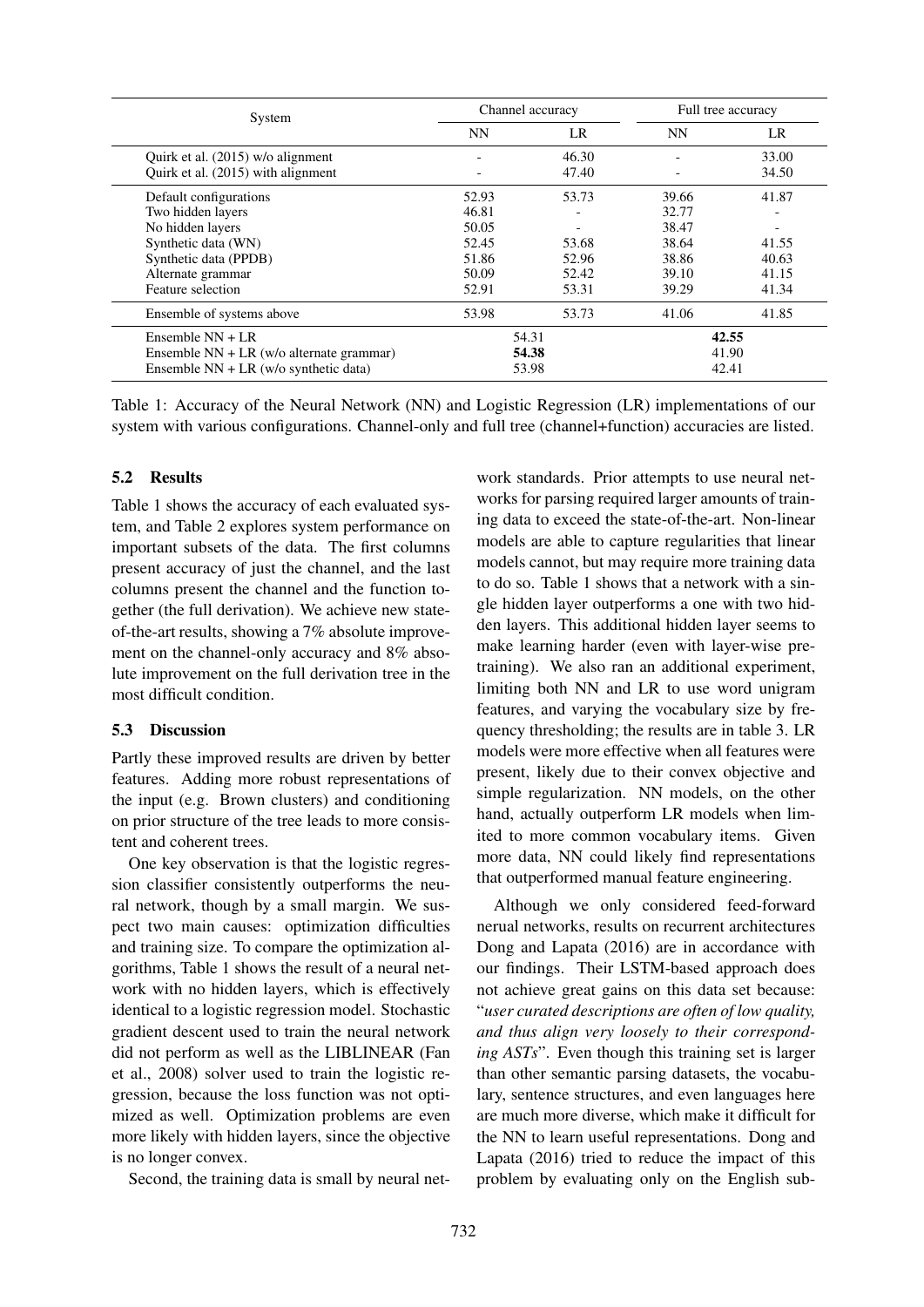| System | Channel accuracy | | Full tree accuracy | |
|---|---|---|---|---|
| | NN | LR | NN | LR |
| Quirk et al. (2015) w/o alignment | - | 46.30 | - | 33.00 |
| Quirk et al. (2015) with alignment | - | 47.40 | - | 34.50 |
| Default configurations | 52.93 | 53.73 | 39.66 | 41.87 |
| Two hidden layers | 46.81 | - | 32.77 | - |
| No hidden layers | 50.05 | - | 38.47 | - |
| Synthetic data (WN) | 52.45 | 53.68 | 38.64 | 41.55 |
| Synthetic data (PPDB) | 51.86 | 52.96 | 38.86 | 40.63 |
| Alternate grammar | 50.09 | 52.42 | 39.10 | 41.15 |
| Feature selection | 52.91 | 53.31 | 39.29 | 41.34 |
| Ensemble of systems above | 53.98 | 53.73 | 41.06 | 41.85 |
| Ensemble NN + LR | 54.31 | | 42.55 | |
| Ensemble NN + LR (w/o alternate grammar) | 54.38 | | 41.90 | |
| Ensemble NN + LR (w/o synthetic data) | 53.98 | | 42.41 | |

Table 1: Accuracy of the Neural Network (NN) and Logistic Regression (LR) implementations of our system with various configurations. Channel-only and full tree (channel+function) accuracies are listed.

### 5.2 Results

Table 1 shows the accuracy of each evaluated system, and Table 2 explores system performance on important subsets of the data. The first columns present accuracy of just the channel, and the last columns present the channel and the function together (the full derivation). We achieve new state-of-the-art results, showing a 7% absolute improvement on the channel-only accuracy and 8% absolute improvement on the full derivation tree in the most difficult condition.

### 5.3 Discussion

Partly these improved results are driven by better features. Adding more robust representations of the input (e.g. Brown clusters) and conditioning on prior structure of the tree leads to more consistent and coherent trees.

One key observation is that the logistic regression classifier consistently outperforms the neural network, though by a small margin. We suspect two main causes: optimization difficulties and training size. To compare the optimization algorithms, Table 1 shows the result of a neural network with no hidden layers, which is effectively identical to a logistic regression model. Stochastic gradient descent used to train the neural network did not perform as well as the LIBLINEAR (Fan et al., 2008) solver used to train the logistic regression, because the loss function was not optimized as well. Optimization problems are even more likely with hidden layers, since the objective is no longer convex.

Second, the training data is small by neural network standards. Prior attempts to use neural networks for parsing required larger amounts of training data to exceed the state-of-the-art. Non-linear models are able to capture regularities that linear models cannot, but may require more training data to do so. Table 1 shows that a network with a single hidden layer outperforms a one with two hidden layers. This additional hidden layer seems to make learning harder (even with layer-wise pretraining). We also ran an additional experiment, limiting both NN and LR to use word unigram features, and varying the vocabulary size by frequency thresholding; the results are in table 3. LR models were more effective when all features were present, likely due to their convex objective and simple regularization. NN models, on the other hand, actually outperform LR models when limited to more common vocabulary items. Given more data, NN could likely find representations that outperformed manual feature engineering.

Although we only considered feed-forward nerual networks, results on recurrent architectures Dong and Lapata (2016) are in accordance with our findings. Their LSTM-based approach does not achieve great gains on this data set because: "*user curated descriptions are often of low quality, and thus align very loosely to their corresponding ASTs*". Even though this training set is larger than other semantic parsing datasets, the vocabulary, sentence structures, and even languages here are much more diverse, which make it difficult for the NN to learn useful representations. Dong and Lapata (2016) tried to reduce the impact of this problem by evaluating only on the English sub-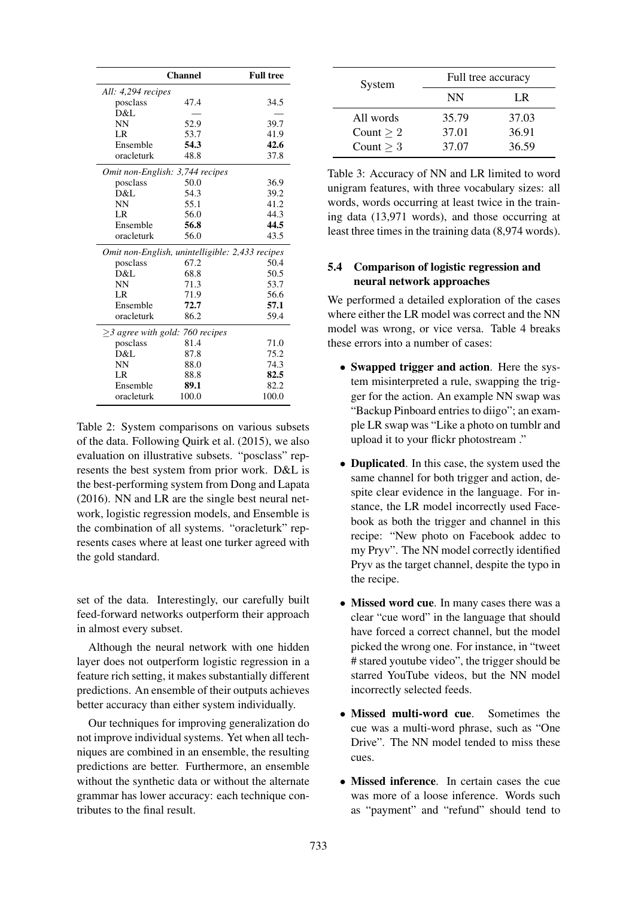| | Channel | Full tree |
|---|---|---|
| *All: 4,294 recipes* | | |
| posclass | 47.4 | 34.5 |
| D&L | — | — |
| NN | 52.9 | 39.7 |
| LR | 53.7 | 41.9 |
| Ensemble | **54.3** | **42.6** |
| oracleturk | 48.8 | 37.8 |
| *Omit non-English: 3,744 recipes* | | |
| posclass | 50.0 | 36.9 |
| D&L | 54.3 | 39.2 |
| NN | 55.1 | 41.2 |
| LR | 56.0 | 44.3 |
| Ensemble | **56.8** | **44.5** |
| oracleturk | 56.0 | 43.5 |
| *Omit non-English, unintelligible: 2,433 recipes* | | |
| posclass | 67.2 | 50.4 |
| D&L | 68.8 | 50.5 |
| NN | 71.3 | 53.7 |
| LR | 71.9 | 56.6 |
| Ensemble | **72.7** | **57.1** |
| oracleturk | 86.2 | 59.4 |
| *$\geq$3 agree with gold: 760 recipes* | | |
| posclass | 81.4 | 71.0 |
| D&L | 87.8 | 75.2 |
| NN | 88.0 | 74.3 |
| LR | 88.8 | **82.5** |
| Ensemble | **89.1** | 82.2 |
| oracleturk | 100.0 | 100.0 |

Table 2: System comparisons on various subsets of the data. Following Quirk et al. (2015), we also evaluation on illustrative subsets. "posclass" represents the best system from prior work. D&L is the best-performing system from Dong and Lapata (2016). NN and LR are the single best neural network, logistic regression models, and Ensemble is the combination of all systems. "oracleturk" represents cases where at least one turker agreed with the gold standard.

set of the data. Interestingly, our carefully built feed-forward networks outperform their approach in almost every subset.

Although the neural network with one hidden layer does not outperform logistic regression in a feature rich setting, it makes substantially different predictions. An ensemble of their outputs achieves better accuracy than either system individually.

Our techniques for improving generalization do not improve individual systems. Yet when all techniques are combined in an ensemble, the resulting predictions are better. Furthermore, an ensemble without the synthetic data or without the alternate grammar has lower accuracy: each technique contributes to the final result.

| System | Full tree accuracy | |
|---|---|---|
| | NN | LR |
| All words | 35.79 | 37.03 |
| Count $\geq$ 2 | 37.01 | 36.91 |
| Count $\geq$ 3 | 37.07 | 36.59 |

Table 3: Accuracy of NN and LR limited to word unigram features, with three vocabulary sizes: all words, words occurring at least twice in the training data (13,971 words), and those occurring at least three times in the training data (8,974 words).

### 5.4 Comparison of logistic regression and neural network approaches

We performed a detailed exploration of the cases where either the LR model was correct and the NN model was wrong, or vice versa. Table 4 breaks these errors into a number of cases:

- **Swapped trigger and action**. Here the system misinterpreted a rule, swapping the trigger for the action. An example NN swap was "Backup Pinboard entries to diigo"; an example LR swap was "Like a photo on tumblr and upload it to your flickr photostream ."
- **Duplicated**. In this case, the system used the same channel for both trigger and action, despite clear evidence in the language. For instance, the LR model incorrectly used Facebook as both the trigger and channel in this recipe: "New photo on Facebook addec to my Pryv". The NN model correctly identified Pryv as the target channel, despite the typo in the recipe.
- **Missed word cue**. In many cases there was a clear "cue word" in the language that should have forced a correct channel, but the model picked the wrong one. For instance, in "tweet # stared youtube video", the trigger should be starred YouTube videos, but the NN model incorrectly selected feeds.
- **Missed multi-word cue**. Sometimes the cue was a multi-word phrase, such as "One Drive". The NN model tended to miss these cues.
- **Missed inference**. In certain cases the cue was more of a loose inference. Words such as "payment" and "refund" should tend to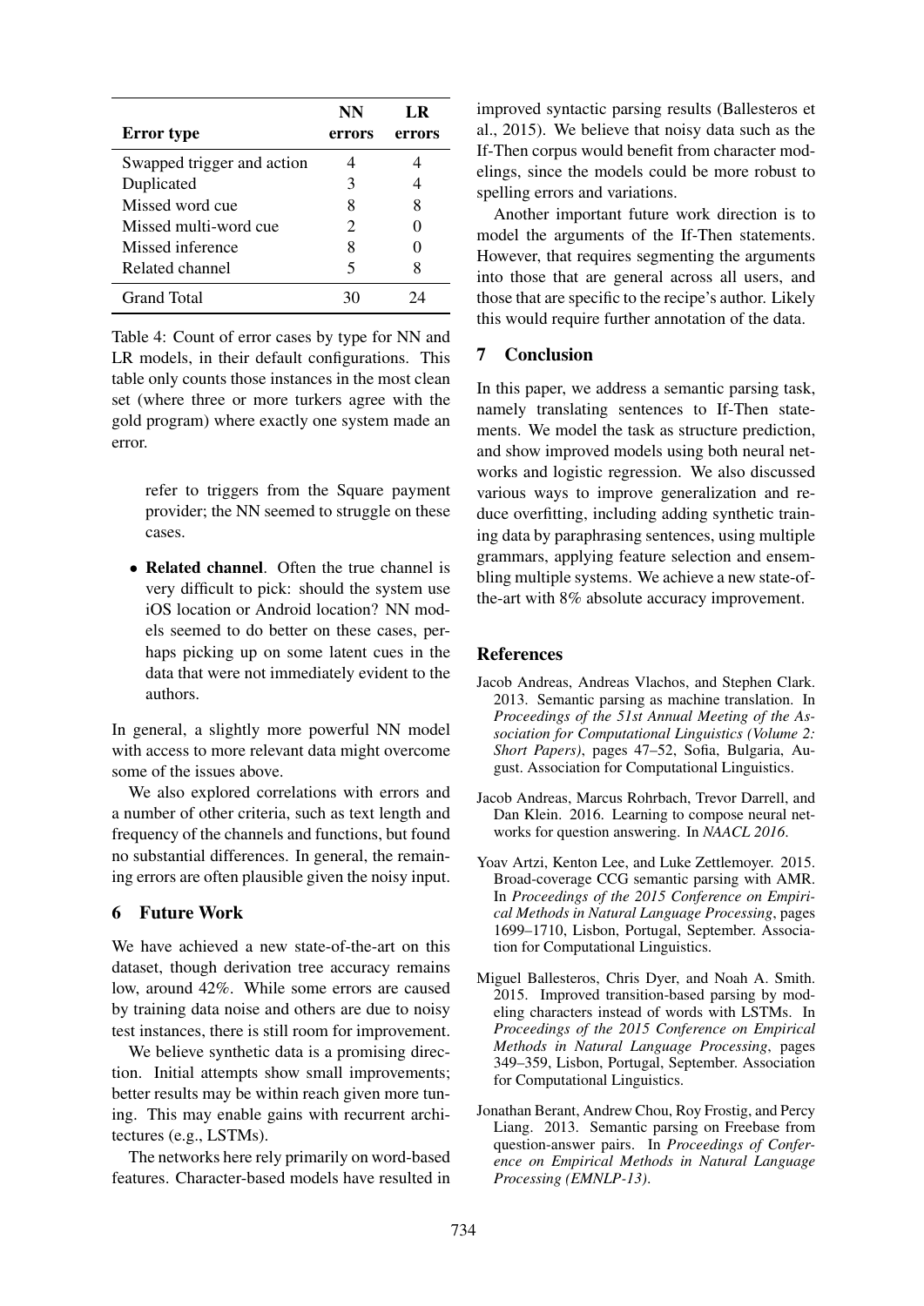| Error type | NN errors | LR errors |
|---|---|---|
| Swapped trigger and action | 4 | 4 |
| Duplicated | 3 | 4 |
| Missed word cue | 8 | 8 |
| Missed multi-word cue | 2 | 0 |
| Missed inference | 8 | 0 |
| Related channel | 5 | 8 |
| Grand Total | 30 | 24 |

Table 4: Count of error cases by type for NN and LR models, in their default configurations. This table only counts those instances in the most clean set (where three or more turkers agree with the gold program) where exactly one system made an error.

refer to triggers from the Square payment provider; the NN seemed to struggle on these cases.

- **Related channel**. Often the true channel is very difficult to pick: should the system use iOS location or Android location? NN models seemed to do better on these cases, perhaps picking up on some latent cues in the data that were not immediately evident to the authors.

In general, a slightly more powerful NN model with access to more relevant data might overcome some of the issues above.

We also explored correlations with errors and a number of other criteria, such as text length and frequency of the channels and functions, but found no substantial differences. In general, the remaining errors are often plausible given the noisy input.

## 6 Future Work

We have achieved a new state-of-the-art on this dataset, though derivation tree accuracy remains low, around 42%. While some errors are caused by training data noise and others are due to noisy test instances, there is still room for improvement.

We believe synthetic data is a promising direction. Initial attempts show small improvements; better results may be within reach given more tuning. This may enable gains with recurrent architectures (e.g., LSTMs).

The networks here rely primarily on word-based features. Character-based models have resulted in improved syntactic parsing results (Ballesteros et al., 2015). We believe that noisy data such as the If-Then corpus would benefit from character modelings, since the models could be more robust to spelling errors and variations.

Another important future work direction is to model the arguments of the If-Then statements. However, that requires segmenting the arguments into those that are general across all users, and those that are specific to the recipe's author. Likely this would require further annotation of the data.

## 7 Conclusion

In this paper, we address a semantic parsing task, namely translating sentences to If-Then statements. We model the task as structure prediction, and show improved models using both neural networks and logistic regression. We also discussed various ways to improve generalization and reduce overfitting, including adding synthetic training data by paraphrasing sentences, using multiple grammars, applying feature selection and ensembling multiple systems. We achieve a new state-of-the-art with 8% absolute accuracy improvement.

## References

Jacob Andreas, Andreas Vlachos, and Stephen Clark. 2013. Semantic parsing as machine translation. In *Proceedings of the 51st Annual Meeting of the Association for Computational Linguistics (Volume 2: Short Papers)*, pages 47–52, Sofia, Bulgaria, August. Association for Computational Linguistics.

Jacob Andreas, Marcus Rohrbach, Trevor Darrell, and Dan Klein. 2016. Learning to compose neural networks for question answering. In *NAACL 2016*.

Yoav Artzi, Kenton Lee, and Luke Zettlemoyer. 2015. Broad-coverage CCG semantic parsing with AMR. In *Proceedings of the 2015 Conference on Empirical Methods in Natural Language Processing*, pages 1699–1710, Lisbon, Portugal, September. Association for Computational Linguistics.

Miguel Ballesteros, Chris Dyer, and Noah A. Smith. 2015. Improved transition-based parsing by modeling characters instead of words with LSTMs. In *Proceedings of the 2015 Conference on Empirical Methods in Natural Language Processing*, pages 349–359, Lisbon, Portugal, September. Association for Computational Linguistics.

Jonathan Berant, Andrew Chou, Roy Frostig, and Percy Liang. 2013. Semantic parsing on Freebase from question-answer pairs. In *Proceedings of Conference on Empirical Methods in Natural Language Processing (EMNLP-13)*.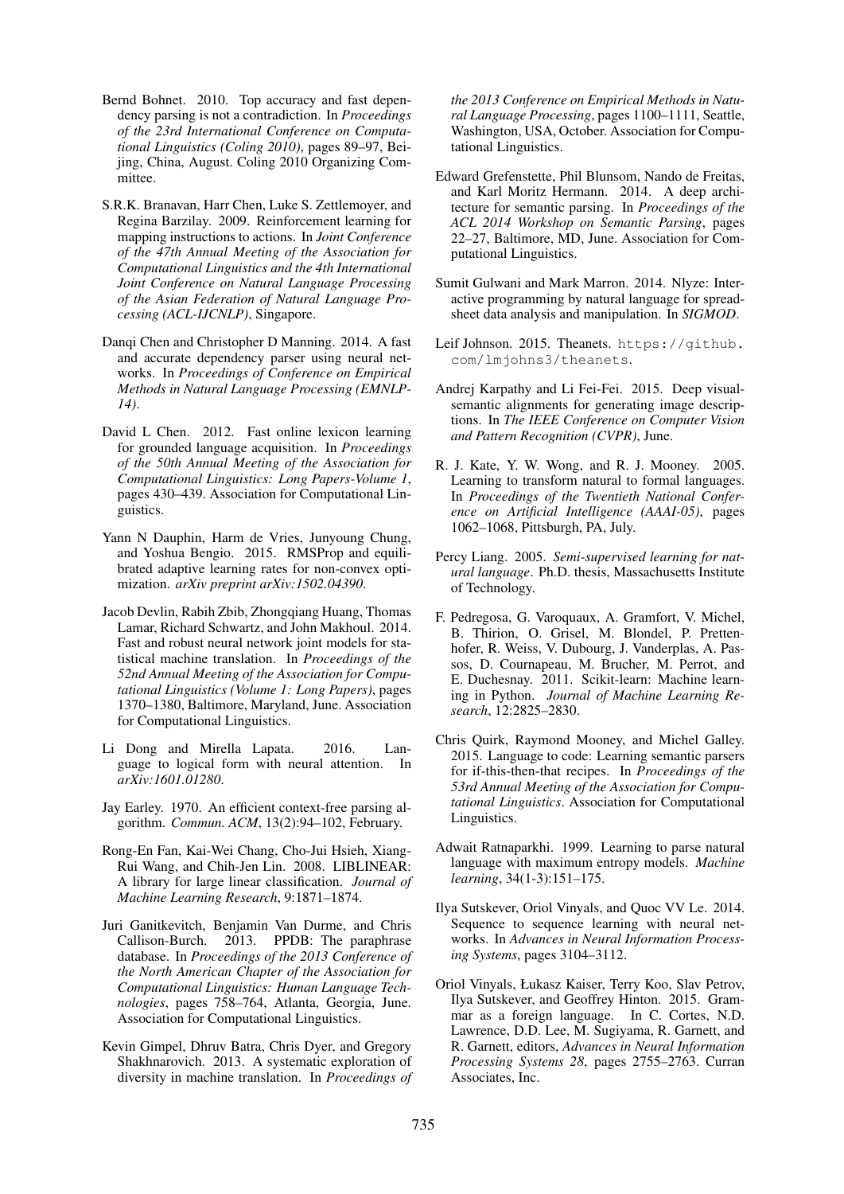Bernd Bohnet. 2010. Top accuracy and fast dependency parsing is not a contradiction. In *Proceedings of the 23rd International Conference on Computational Linguistics (Coling 2010)*, pages 89–97, Beijing, China, August. Coling 2010 Organizing Committee.

S.R.K. Branavan, Harr Chen, Luke S. Zettlemoyer, and Regina Barzilay. 2009. Reinforcement learning for mapping instructions to actions. In *Joint Conference of the 47th Annual Meeting of the Association for Computational Linguistics and the 4th International Joint Conference on Natural Language Processing of the Asian Federation of Natural Language Processing (ACL-IJCNLP)*, Singapore.

Danqi Chen and Christopher D Manning. 2014. A fast and accurate dependency parser using neural networks. In *Proceedings of Conference on Empirical Methods in Natural Language Processing (EMNLP-14)*.

David L Chen. 2012. Fast online lexicon learning for grounded language acquisition. In *Proceedings of the 50th Annual Meeting of the Association for Computational Linguistics: Long Papers-Volume 1*, pages 430–439. Association for Computational Linguistics.

Yann N Dauphin, Harm de Vries, Junyoung Chung, and Yoshua Bengio. 2015. RMSProp and equilibrated adaptive learning rates for non-convex optimization. *arXiv preprint arXiv:1502.04390*.

Jacob Devlin, Rabih Zbib, Zhongqiang Huang, Thomas Lamar, Richard Schwartz, and John Makhoul. 2014. Fast and robust neural network joint models for statistical machine translation. In *Proceedings of the 52nd Annual Meeting of the Association for Computational Linguistics (Volume 1: Long Papers)*, pages 1370–1380, Baltimore, Maryland, June. Association for Computational Linguistics.

Li Dong and Mirella Lapata. 2016. Language to logical form with neural attention. In *arXiv:1601.01280*.

Jay Earley. 1970. An efficient context-free parsing algorithm. *Commun. ACM*, 13(2):94–102, February.

Rong-En Fan, Kai-Wei Chang, Cho-Jui Hsieh, Xiang-Rui Wang, and Chih-Jen Lin. 2008. LIBLINEAR: A library for large linear classification. *Journal of Machine Learning Research*, 9:1871–1874.

Juri Ganitkevitch, Benjamin Van Durme, and Chris Callison-Burch. 2013. PPDB: The paraphrase database. In *Proceedings of the 2013 Conference of the North American Chapter of the Association for Computational Linguistics: Human Language Technologies*, pages 758–764, Atlanta, Georgia, June. Association for Computational Linguistics.

Kevin Gimpel, Dhruv Batra, Chris Dyer, and Gregory Shakhnarovich. 2013. A systematic exploration of diversity in machine translation. In *Proceedings of the 2013 Conference on Empirical Methods in Natural Language Processing*, pages 1100–1111, Seattle, Washington, USA, October. Association for Computational Linguistics.

Edward Grefenstette, Phil Blunsom, Nando de Freitas, and Karl Moritz Hermann. 2014. A deep architecture for semantic parsing. In *Proceedings of the ACL 2014 Workshop on Semantic Parsing*, pages 22–27, Baltimore, MD, June. Association for Computational Linguistics.

Sumit Gulwani and Mark Marron. 2014. Nlyze: Interactive programming by natural language for spreadsheet data analysis and manipulation. In *SIGMOD*.

Leif Johnson. 2015. Theanets. `https://github.com/lmjohns3/theanets`.

Andrej Karpathy and Li Fei-Fei. 2015. Deep visual-semantic alignments for generating image descriptions. In *The IEEE Conference on Computer Vision and Pattern Recognition (CVPR)*, June.

R. J. Kate, Y. W. Wong, and R. J. Mooney. 2005. Learning to transform natural to formal languages. In *Proceedings of the Twentieth National Conference on Artificial Intelligence (AAAI-05)*, pages 1062–1068, Pittsburgh, PA, July.

Percy Liang. 2005. *Semi-supervised learning for natural language*. Ph.D. thesis, Massachusetts Institute of Technology.

F. Pedregosa, G. Varoquaux, A. Gramfort, V. Michel, B. Thirion, O. Grisel, M. Blondel, P. Prettenhofer, R. Weiss, V. Dubourg, J. Vanderplas, A. Passos, D. Cournapeau, M. Brucher, M. Perrot, and E. Duchesnay. 2011. Scikit-learn: Machine learning in Python. *Journal of Machine Learning Research*, 12:2825–2830.

Chris Quirk, Raymond Mooney, and Michel Galley. 2015. Language to code: Learning semantic parsers for if-this-then-that recipes. In *Proceedings of the 53rd Annual Meeting of the Association for Computational Linguistics*. Association for Computational Linguistics.

Adwait Ratnaparkhi. 1999. Learning to parse natural language with maximum entropy models. *Machine learning*, 34(1-3):151–175.

Ilya Sutskever, Oriol Vinyals, and Quoc VV Le. 2014. Sequence to sequence learning with neural networks. In *Advances in Neural Information Processing Systems*, pages 3104–3112.

Oriol Vinyals, Łukasz Kaiser, Terry Koo, Slav Petrov, Ilya Sutskever, and Geoffrey Hinton. 2015. Grammar as a foreign language. In C. Cortes, N.D. Lawrence, D.D. Lee, M. Sugiyama, R. Garnett, and R. Garnett, editors, *Advances in Neural Information Processing Systems 28*, pages 2755–2763. Curran Associates, Inc.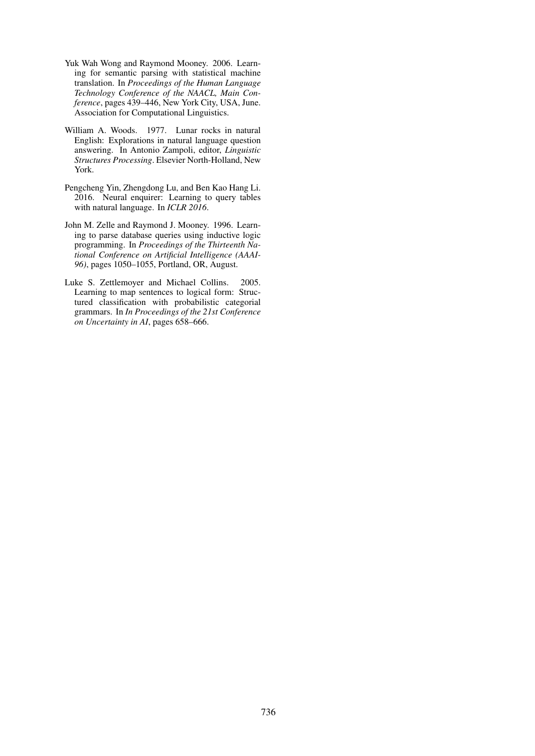Yuk Wah Wong and Raymond Mooney. 2006. Learning for semantic parsing with statistical machine translation. In *Proceedings of the Human Language Technology Conference of the NAACL, Main Conference*, pages 439–446, New York City, USA, June. Association for Computational Linguistics.

William A. Woods. 1977. Lunar rocks in natural English: Explorations in natural language question answering. In Antonio Zampoli, editor, *Linguistic Structures Processing*. Elsevier North-Holland, New York.

Pengcheng Yin, Zhengdong Lu, and Ben Kao Hang Li. 2016. Neural enquirer: Learning to query tables with natural language. In *ICLR 2016*.

John M. Zelle and Raymond J. Mooney. 1996. Learning to parse database queries using inductive logic programming. In *Proceedings of the Thirteenth National Conference on Artificial Intelligence (AAAI-96)*, pages 1050–1055, Portland, OR, August.

Luke S. Zettlemoyer and Michael Collins. 2005. Learning to map sentences to logical form: Structured classification with probabilistic categorial grammars. In *In Proceedings of the 21st Conference on Uncertainty in AI*, pages 658–666.